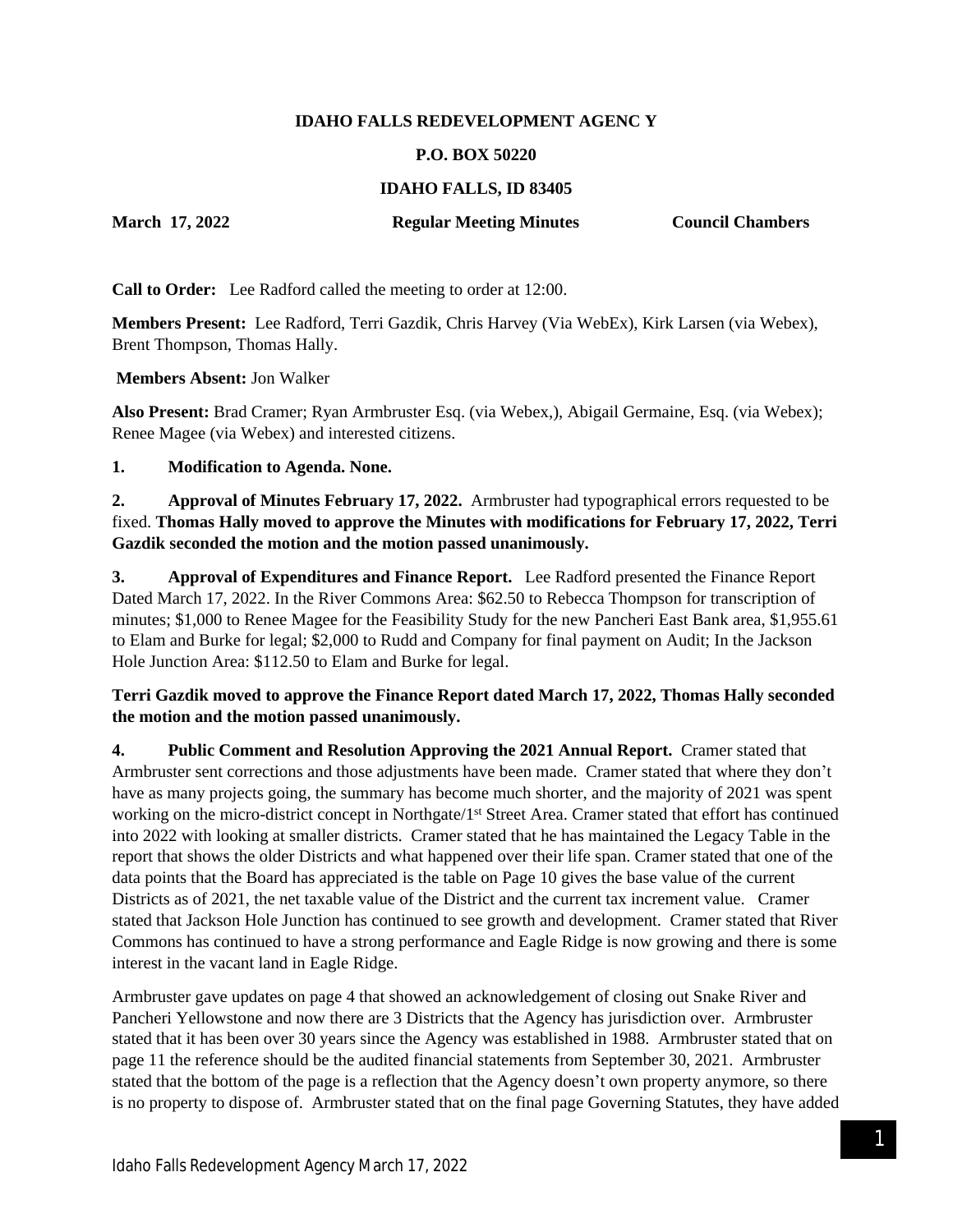**IDAHO FALLS REDEVELOPMENT AGENC Y**

**P.O. BOX 50220**

**IDAHO FALLS, ID 83405**

**March 17, 2022** **Regular Meeting Minutes** **Council Chambers**

**Call to Order:** Lee Radford called the meeting to order at 12:00.

**Members Present:** Lee Radford, Terri Gazdik, Chris Harvey (Via WebEx), Kirk Larsen (via Webex), Brent Thompson, Thomas Hally.

**Members Absent:** Jon Walker

**Also Present:** Brad Cramer; Ryan Armbruster Esq. (via Webex,), Abigail Germaine, Esq. (via Webex); Renee Magee (via Webex) and interested citizens.

**1. Modification to Agenda. None.**

**2. Approval of Minutes February 17, 2022.** Armbruster had typographical errors requested to be fixed. **Thomas Hally moved to approve the Minutes with modifications for February 17, 2022, Terri Gazdik seconded the motion and the motion passed unanimously.**

**3. Approval of Expenditures and Finance Report.** Lee Radford presented the Finance Report Dated March 17, 2022. In the River Commons Area: $62.50 to Rebecca Thompson for transcription of minutes; $1,000 to Renee Magee for the Feasibility Study for the new Pancheri East Bank area, $1,955.61 to Elam and Burke for legal; $2,000 to Rudd and Company for final payment on Audit; In the Jackson Hole Junction Area: $112.50 to Elam and Burke for legal.

**Terri Gazdik moved to approve the Finance Report dated March 17, 2022, Thomas Hally seconded the motion and the motion passed unanimously.**

**4. Public Comment and Resolution Approving the 2021 Annual Report.** Cramer stated that Armbruster sent corrections and those adjustments have been made. Cramer stated that where they don't have as many projects going, the summary has become much shorter, and the majority of 2021 was spent working on the micro-district concept in Northgate/1st Street Area. Cramer stated that effort has continued into 2022 with looking at smaller districts. Cramer stated that he has maintained the Legacy Table in the report that shows the older Districts and what happened over their life span. Cramer stated that one of the data points that the Board has appreciated is the table on Page 10 gives the base value of the current Districts as of 2021, the net taxable value of the District and the current tax increment value. Cramer stated that Jackson Hole Junction has continued to see growth and development. Cramer stated that River Commons has continued to have a strong performance and Eagle Ridge is now growing and there is some interest in the vacant land in Eagle Ridge.

Armbruster gave updates on page 4 that showed an acknowledgement of closing out Snake River and Pancheri Yellowstone and now there are 3 Districts that the Agency has jurisdiction over. Armbruster stated that it has been over 30 years since the Agency was established in 1988. Armbruster stated that on page 11 the reference should be the audited financial statements from September 30, 2021. Armbruster stated that the bottom of the page is a reflection that the Agency doesn't own property anymore, so there is no property to dispose of. Armbruster stated that on the final page Governing Statutes, they have added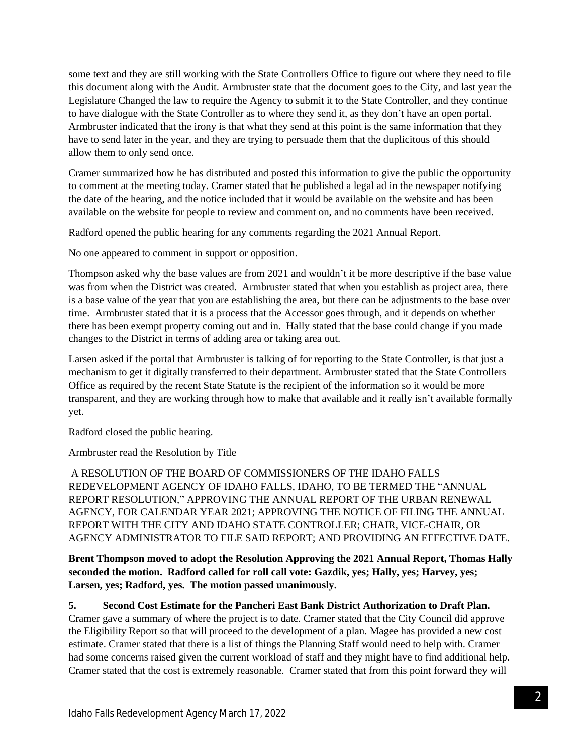some text and they are still working with the State Controllers Office to figure out where they need to file this document along with the Audit. Armbruster state that the document goes to the City, and last year the Legislature Changed the law to require the Agency to submit it to the State Controller, and they continue to have dialogue with the State Controller as to where they send it, as they don't have an open portal. Armbruster indicated that the irony is that what they send at this point is the same information that they have to send later in the year, and they are trying to persuade them that the duplicitous of this should allow them to only send once.

Cramer summarized how he has distributed and posted this information to give the public the opportunity to comment at the meeting today. Cramer stated that he published a legal ad in the newspaper notifying the date of the hearing, and the notice included that it would be available on the website and has been available on the website for people to review and comment on, and no comments have been received.

Radford opened the public hearing for any comments regarding the 2021 Annual Report.

No one appeared to comment in support or opposition.

Thompson asked why the base values are from 2021 and wouldn't it be more descriptive if the base value was from when the District was created. Armbruster stated that when you establish as project area, there is a base value of the year that you are establishing the area, but there can be adjustments to the base over time. Armbruster stated that it is a process that the Accessor goes through, and it depends on whether there has been exempt property coming out and in. Hally stated that the base could change if you made changes to the District in terms of adding area or taking area out.

Larsen asked if the portal that Armbruster is talking of for reporting to the State Controller, is that just a mechanism to get it digitally transferred to their department. Armbruster stated that the State Controllers Office as required by the recent State Statute is the recipient of the information so it would be more transparent, and they are working through how to make that available and it really isn't available formally yet.

Radford closed the public hearing.

Armbruster read the Resolution by Title

A RESOLUTION OF THE BOARD OF COMMISSIONERS OF THE IDAHO FALLS REDEVELOPMENT AGENCY OF IDAHO FALLS, IDAHO, TO BE TERMED THE "ANNUAL REPORT RESOLUTION," APPROVING THE ANNUAL REPORT OF THE URBAN RENEWAL AGENCY, FOR CALENDAR YEAR 2021; APPROVING THE NOTICE OF FILING THE ANNUAL REPORT WITH THE CITY AND IDAHO STATE CONTROLLER; CHAIR, VICE-CHAIR, OR AGENCY ADMINISTRATOR TO FILE SAID REPORT; AND PROVIDING AN EFFECTIVE DATE.

**Brent Thompson moved to adopt the Resolution Approving the 2021 Annual Report, Thomas Hally seconded the motion. Radford called for roll call vote: Gazdik, yes; Hally, yes; Harvey, yes; Larsen, yes; Radford, yes. The motion passed unanimously.**

**5. Second Cost Estimate for the Pancheri East Bank District Authorization to Draft Plan.** Cramer gave a summary of where the project is to date. Cramer stated that the City Council did approve the Eligibility Report so that will proceed to the development of a plan. Magee has provided a new cost estimate. Cramer stated that there is a list of things the Planning Staff would need to help with. Cramer had some concerns raised given the current workload of staff and they might have to find additional help. Cramer stated that the cost is extremely reasonable. Cramer stated that from this point forward they will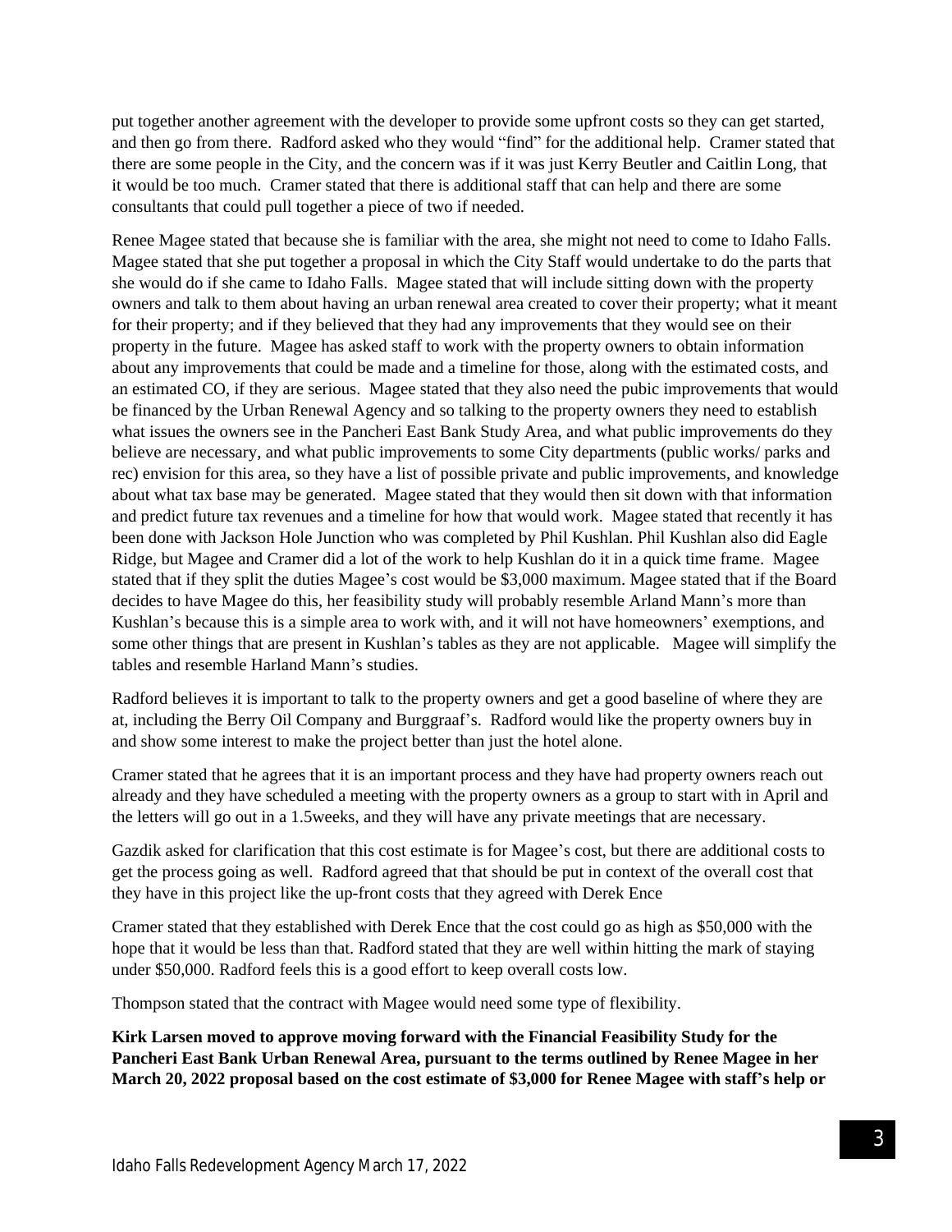put together another agreement with the developer to provide some upfront costs so they can get started, and then go from there. Radford asked who they would "find" for the additional help. Cramer stated that there are some people in the City, and the concern was if it was just Kerry Beutler and Caitlin Long, that it would be too much. Cramer stated that there is additional staff that can help and there are some consultants that could pull together a piece of two if needed.

Renee Magee stated that because she is familiar with the area, she might not need to come to Idaho Falls. Magee stated that she put together a proposal in which the City Staff would undertake to do the parts that she would do if she came to Idaho Falls. Magee stated that will include sitting down with the property owners and talk to them about having an urban renewal area created to cover their property; what it meant for their property; and if they believed that they had any improvements that they would see on their property in the future. Magee has asked staff to work with the property owners to obtain information about any improvements that could be made and a timeline for those, along with the estimated costs, and an estimated CO, if they are serious. Magee stated that they also need the pubic improvements that would be financed by the Urban Renewal Agency and so talking to the property owners they need to establish what issues the owners see in the Pancheri East Bank Study Area, and what public improvements do they believe are necessary, and what public improvements to some City departments (public works/ parks and rec) envision for this area, so they have a list of possible private and public improvements, and knowledge about what tax base may be generated. Magee stated that they would then sit down with that information and predict future tax revenues and a timeline for how that would work. Magee stated that recently it has been done with Jackson Hole Junction who was completed by Phil Kushlan. Phil Kushlan also did Eagle Ridge, but Magee and Cramer did a lot of the work to help Kushlan do it in a quick time frame. Magee stated that if they split the duties Magee's cost would be $3,000 maximum. Magee stated that if the Board decides to have Magee do this, her feasibility study will probably resemble Arland Mann's more than Kushlan's because this is a simple area to work with, and it will not have homeowners' exemptions, and some other things that are present in Kushlan's tables as they are not applicable. Magee will simplify the tables and resemble Harland Mann's studies.

Radford believes it is important to talk to the property owners and get a good baseline of where they are at, including the Berry Oil Company and Burggraaf's. Radford would like the property owners buy in and show some interest to make the project better than just the hotel alone.

Cramer stated that he agrees that it is an important process and they have had property owners reach out already and they have scheduled a meeting with the property owners as a group to start with in April and the letters will go out in a 1.5weeks, and they will have any private meetings that are necessary.

Gazdik asked for clarification that this cost estimate is for Magee's cost, but there are additional costs to get the process going as well. Radford agreed that that should be put in context of the overall cost that they have in this project like the up-front costs that they agreed with Derek Ence

Cramer stated that they established with Derek Ence that the cost could go as high as $50,000 with the hope that it would be less than that. Radford stated that they are well within hitting the mark of staying under $50,000. Radford feels this is a good effort to keep overall costs low.

Thompson stated that the contract with Magee would need some type of flexibility.

**Kirk Larsen moved to approve moving forward with the Financial Feasibility Study for the Pancheri East Bank Urban Renewal Area, pursuant to the terms outlined by Renee Magee in her March 20, 2022 proposal based on the cost estimate of $3,000 for Renee Magee with staff's help or**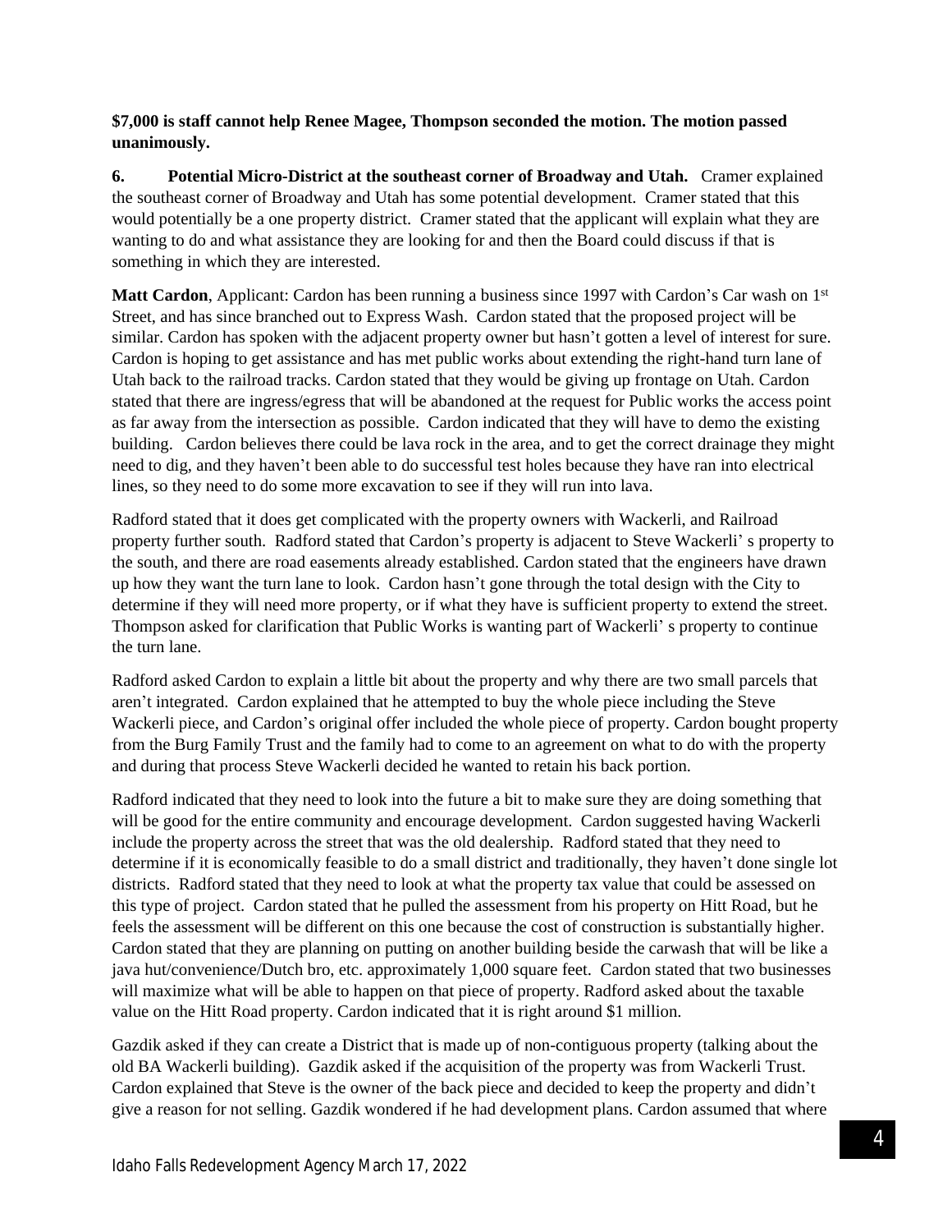**$7,000 is staff cannot help Renee Magee, Thompson seconded the motion. The motion passed unanimously.**

**6. Potential Micro-District at the southeast corner of Broadway and Utah.** Cramer explained the southeast corner of Broadway and Utah has some potential development. Cramer stated that this would potentially be a one property district. Cramer stated that the applicant will explain what they are wanting to do and what assistance they are looking for and then the Board could discuss if that is something in which they are interested.

**Matt Cardon**, Applicant: Cardon has been running a business since 1997 with Cardon's Car wash on 1st Street, and has since branched out to Express Wash. Cardon stated that the proposed project will be similar. Cardon has spoken with the adjacent property owner but hasn't gotten a level of interest for sure. Cardon is hoping to get assistance and has met public works about extending the right-hand turn lane of Utah back to the railroad tracks. Cardon stated that they would be giving up frontage on Utah. Cardon stated that there are ingress/egress that will be abandoned at the request for Public works the access point as far away from the intersection as possible. Cardon indicated that they will have to demo the existing building. Cardon believes there could be lava rock in the area, and to get the correct drainage they might need to dig, and they haven't been able to do successful test holes because they have ran into electrical lines, so they need to do some more excavation to see if they will run into lava.

Radford stated that it does get complicated with the property owners with Wackerli, and Railroad property further south. Radford stated that Cardon's property is adjacent to Steve Wackerli' s property to the south, and there are road easements already established. Cardon stated that the engineers have drawn up how they want the turn lane to look. Cardon hasn't gone through the total design with the City to determine if they will need more property, or if what they have is sufficient property to extend the street. Thompson asked for clarification that Public Works is wanting part of Wackerli' s property to continue the turn lane.

Radford asked Cardon to explain a little bit about the property and why there are two small parcels that aren't integrated. Cardon explained that he attempted to buy the whole piece including the Steve Wackerli piece, and Cardon's original offer included the whole piece of property. Cardon bought property from the Burg Family Trust and the family had to come to an agreement on what to do with the property and during that process Steve Wackerli decided he wanted to retain his back portion.

Radford indicated that they need to look into the future a bit to make sure they are doing something that will be good for the entire community and encourage development. Cardon suggested having Wackerli include the property across the street that was the old dealership. Radford stated that they need to determine if it is economically feasible to do a small district and traditionally, they haven't done single lot districts. Radford stated that they need to look at what the property tax value that could be assessed on this type of project. Cardon stated that he pulled the assessment from his property on Hitt Road, but he feels the assessment will be different on this one because the cost of construction is substantially higher. Cardon stated that they are planning on putting on another building beside the carwash that will be like a java hut/convenience/Dutch bro, etc. approximately 1,000 square feet. Cardon stated that two businesses will maximize what will be able to happen on that piece of property. Radford asked about the taxable value on the Hitt Road property. Cardon indicated that it is right around $1 million.

Gazdik asked if they can create a District that is made up of non-contiguous property (talking about the old BA Wackerli building). Gazdik asked if the acquisition of the property was from Wackerli Trust. Cardon explained that Steve is the owner of the back piece and decided to keep the property and didn't give a reason for not selling. Gazdik wondered if he had development plans. Cardon assumed that where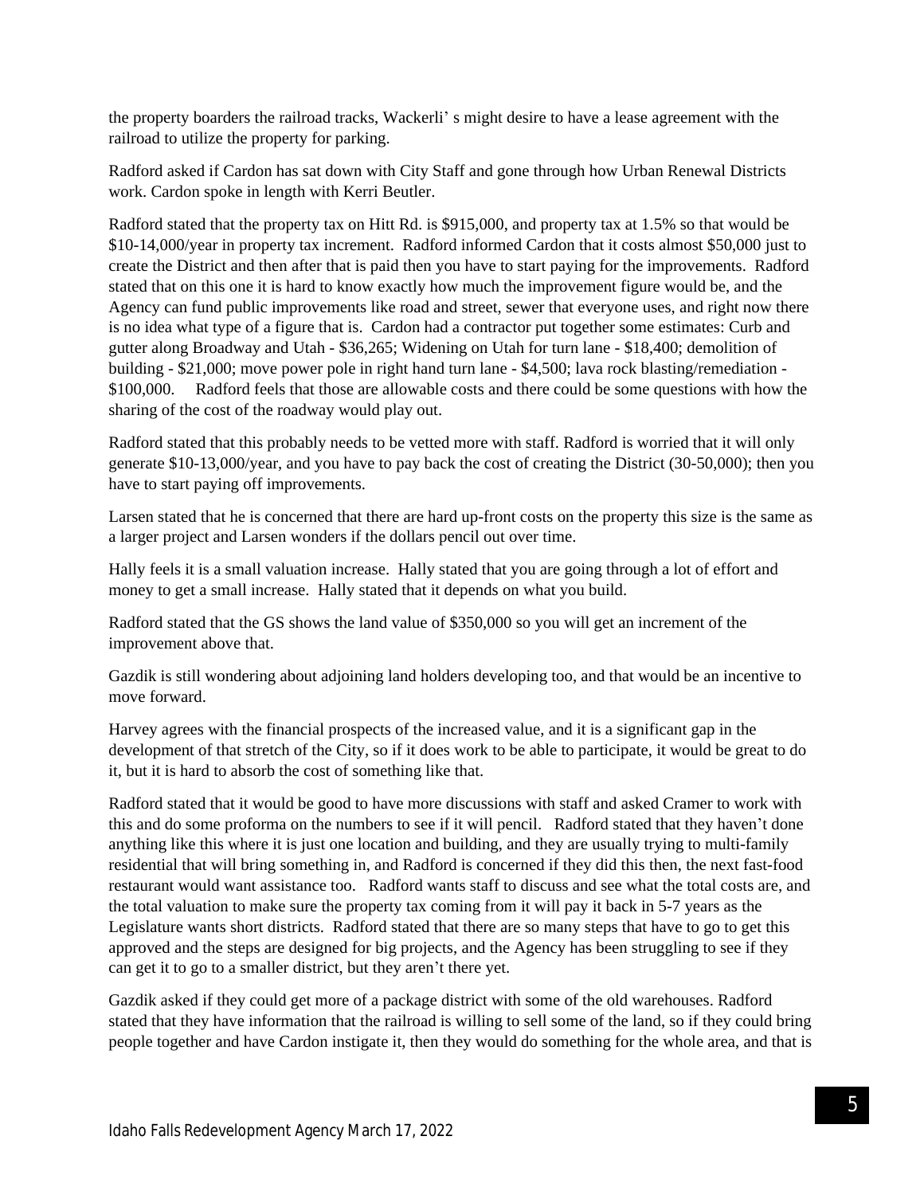the property boarders the railroad tracks, Wackerli' s might desire to have a lease agreement with the railroad to utilize the property for parking.

Radford asked if Cardon has sat down with City Staff and gone through how Urban Renewal Districts work. Cardon spoke in length with Kerri Beutler.

Radford stated that the property tax on Hitt Rd. is $915,000, and property tax at 1.5% so that would be $10-14,000/year in property tax increment. Radford informed Cardon that it costs almost $50,000 just to create the District and then after that is paid then you have to start paying for the improvements. Radford stated that on this one it is hard to know exactly how much the improvement figure would be, and the Agency can fund public improvements like road and street, sewer that everyone uses, and right now there is no idea what type of a figure that is. Cardon had a contractor put together some estimates: Curb and gutter along Broadway and Utah - $36,265; Widening on Utah for turn lane - $18,400; demolition of building - $21,000; move power pole in right hand turn lane - $4,500; lava rock blasting/remediation - $100,000. Radford feels that those are allowable costs and there could be some questions with how the sharing of the cost of the roadway would play out.

Radford stated that this probably needs to be vetted more with staff. Radford is worried that it will only generate $10-13,000/year, and you have to pay back the cost of creating the District (30-50,000); then you have to start paying off improvements.

Larsen stated that he is concerned that there are hard up-front costs on the property this size is the same as a larger project and Larsen wonders if the dollars pencil out over time.

Hally feels it is a small valuation increase. Hally stated that you are going through a lot of effort and money to get a small increase. Hally stated that it depends on what you build.

Radford stated that the GS shows the land value of $350,000 so you will get an increment of the improvement above that.

Gazdik is still wondering about adjoining land holders developing too, and that would be an incentive to move forward.

Harvey agrees with the financial prospects of the increased value, and it is a significant gap in the development of that stretch of the City, so if it does work to be able to participate, it would be great to do it, but it is hard to absorb the cost of something like that.

Radford stated that it would be good to have more discussions with staff and asked Cramer to work with this and do some proforma on the numbers to see if it will pencil. Radford stated that they haven't done anything like this where it is just one location and building, and they are usually trying to multi-family residential that will bring something in, and Radford is concerned if they did this then, the next fast-food restaurant would want assistance too. Radford wants staff to discuss and see what the total costs are, and the total valuation to make sure the property tax coming from it will pay it back in 5-7 years as the Legislature wants short districts. Radford stated that there are so many steps that have to go to get this approved and the steps are designed for big projects, and the Agency has been struggling to see if they can get it to go to a smaller district, but they aren't there yet.

Gazdik asked if they could get more of a package district with some of the old warehouses. Radford stated that they have information that the railroad is willing to sell some of the land, so if they could bring people together and have Cardon instigate it, then they would do something for the whole area, and that is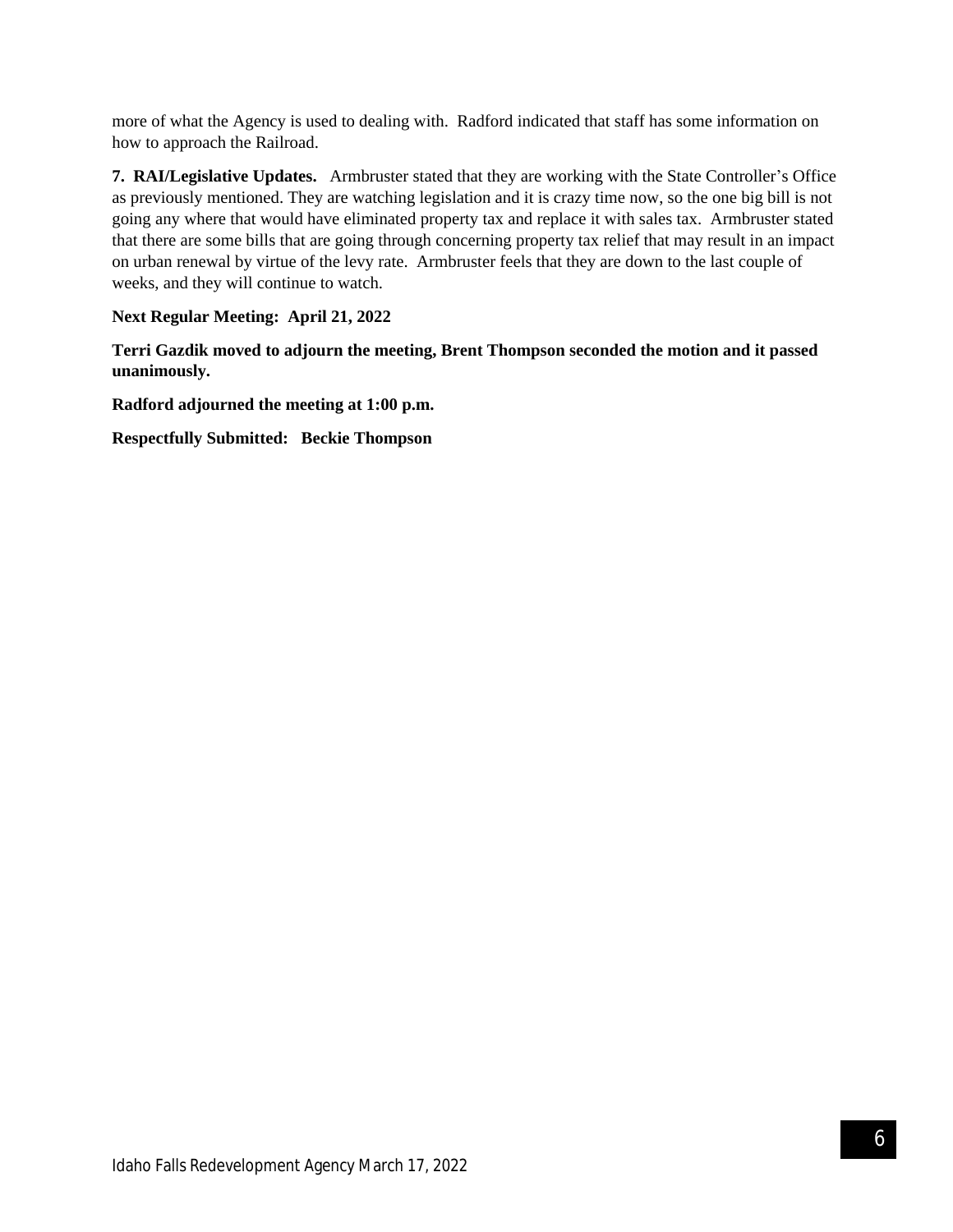more of what the Agency is used to dealing with.  Radford indicated that staff has some information on how to approach the Railroad.

**7.  RAI/Legislative Updates.**   Armbruster stated that they are working with the State Controller's Office as previously mentioned. They are watching legislation and it is crazy time now, so the one big bill is not going any where that would have eliminated property tax and replace it with sales tax.  Armbruster stated that there are some bills that are going through concerning property tax relief that may result in an impact on urban renewal by virtue of the levy rate.  Armbruster feels that they are down to the last couple of weeks, and they will continue to watch.

**Next Regular Meeting:  April 21, 2022**

**Terri Gazdik moved to adjourn the meeting, Brent Thompson seconded the motion and it passed unanimously.**

**Radford adjourned the meeting at 1:00 p.m.**

**Respectfully Submitted:   Beckie Thompson**